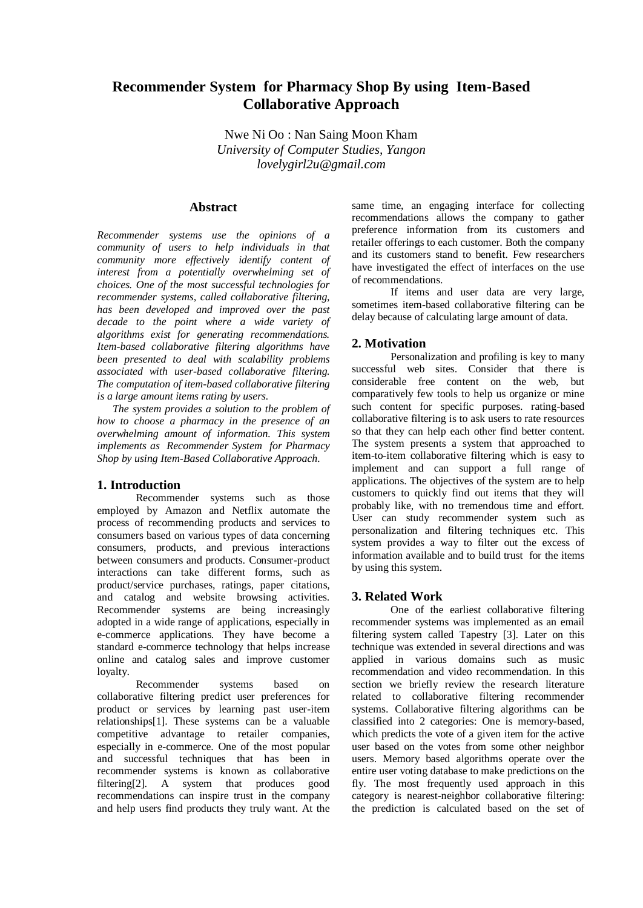# Recommender System for Pharmacy Shop By using Item-Based Collaborative Approach

Nwe Ni Oo : Nan Saing Moon Kham
*University of Computer Studies, Yangon*
*lovelygirl2u@gmail.com*

## Abstract

*Recommender systems use the opinions of a community of users to help individuals in that community more effectively identify content of interest from a potentially overwhelming set of choices. One of the most successful technologies for recommender systems, called collaborative filtering, has been developed and improved over the past decade to the point where a wide variety of algorithms exist for generating recommendations. Item-based collaborative filtering algorithms have been presented to deal with scalability problems associated with user-based collaborative filtering. The computation of item-based collaborative filtering is a large amount items rating by users.*

*The system provides a solution to the problem of how to choose a pharmacy in the presence of an overwhelming amount of information. This system implements as Recommender System for Pharmacy Shop by using Item-Based Collaborative Approach.*

## 1. Introduction

Recommender systems such as those employed by Amazon and Netflix automate the process of recommending products and services to consumers based on various types of data concerning consumers, products, and previous interactions between consumers and products. Consumer-product interactions can take different forms, such as product/service purchases, ratings, paper citations, and catalog and website browsing activities. Recommender systems are being increasingly adopted in a wide range of applications, especially in e-commerce applications. They have become a standard e-commerce technology that helps increase online and catalog sales and improve customer loyalty.

Recommender systems based on collaborative filtering predict user preferences for product or services by learning past user-item relationships[1]. These systems can be a valuable competitive advantage to retailer companies, especially in e-commerce. One of the most popular and successful techniques that has been in recommender systems is known as collaborative filtering[2]. A system that produces good recommendations can inspire trust in the company and help users find products they truly want. At the same time, an engaging interface for collecting recommendations allows the company to gather preference information from its customers and retailer offerings to each customer. Both the company and its customers stand to benefit. Few researchers have investigated the effect of interfaces on the use of recommendations.

If items and user data are very large, sometimes item-based collaborative filtering can be delay because of calculating large amount of data.

## 2. Motivation

Personalization and profiling is key to many successful web sites. Consider that there is considerable free content on the web, but comparatively few tools to help us organize or mine such content for specific purposes. rating-based collaborative filtering is to ask users to rate resources so that they can help each other find better content. The system presents a system that approached to item-to-item collaborative filtering which is easy to implement and can support a full range of applications. The objectives of the system are to help customers to quickly find out items that they will probably like, with no tremendous time and effort. User can study recommender system such as personalization and filtering techniques etc. This system provides a way to filter out the excess of information available and to build trust for the items by using this system.

## 3. Related Work

One of the earliest collaborative filtering recommender systems was implemented as an email filtering system called Tapestry [3]. Later on this technique was extended in several directions and was applied in various domains such as music recommendation and video recommendation. In this section we briefly review the research literature related to collaborative filtering recommender systems. Collaborative filtering algorithms can be classified into 2 categories: One is memory-based, which predicts the vote of a given item for the active user based on the votes from some other neighbor users. Memory based algorithms operate over the entire user voting database to make predictions on the fly. The most frequently used approach in this category is nearest-neighbor collaborative filtering: the prediction is calculated based on the set of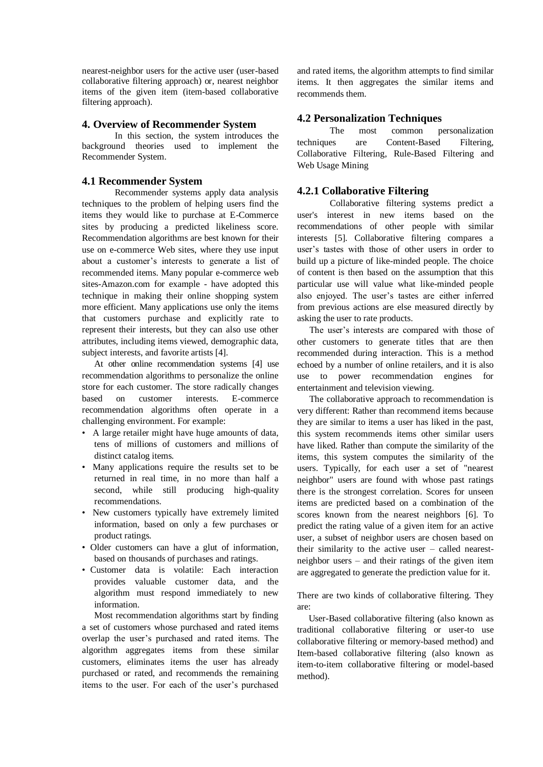nearest-neighbor users for the active user (user-based collaborative filtering approach) or, nearest neighbor items of the given item (item-based collaborative filtering approach).

## 4. Overview of Recommender System

In this section, the system introduces the background theories used to implement the Recommender System.

### 4.1 Recommender System

Recommender systems apply data analysis techniques to the problem of helping users find the items they would like to purchase at E-Commerce sites by producing a predicted likeliness score. Recommendation algorithms are best known for their use on e-commerce Web sites, where they use input about a customer's interests to generate a list of recommended items. Many popular e-commerce web sites-Amazon.com for example - have adopted this technique in making their online shopping system more efficient. Many applications use only the items that customers purchase and explicitly rate to represent their interests, but they can also use other attributes, including items viewed, demographic data, subject interests, and favorite artists [4].

At other online recommendation systems [4] use recommendation algorithms to personalize the online store for each customer. The store radically changes based on customer interests. E-commerce recommendation algorithms often operate in a challenging environment. For example:

- A large retailer might have huge amounts of data, tens of millions of customers and millions of distinct catalog items.
- Many applications require the results set to be returned in real time, in no more than half a second, while still producing high-quality recommendations.
- New customers typically have extremely limited information, based on only a few purchases or product ratings.
- Older customers can have a glut of information, based on thousands of purchases and ratings.
- Customer data is volatile: Each interaction provides valuable customer data, and the algorithm must respond immediately to new information.

Most recommendation algorithms start by finding a set of customers whose purchased and rated items overlap the user's purchased and rated items. The algorithm aggregates items from these similar customers, eliminates items the user has already purchased or rated, and recommends the remaining items to the user. For each of the user's purchased and rated items, the algorithm attempts to find similar items. It then aggregates the similar items and recommends them.

### 4.2 Personalization Techniques

The most common personalization techniques are Content-Based Filtering, Collaborative Filtering, Rule-Based Filtering and Web Usage Mining

#### 4.2.1 Collaborative Filtering

Collaborative filtering systems predict a user's interest in new items based on the recommendations of other people with similar interests [5]. Collaborative filtering compares a user's tastes with those of other users in order to build up a picture of like-minded people. The choice of content is then based on the assumption that this particular use will value what like-minded people also enjoyed. The user's tastes are either inferred from previous actions are else measured directly by asking the user to rate products.

The user's interests are compared with those of other customers to generate titles that are then recommended during interaction. This is a method echoed by a number of online retailers, and it is also use to power recommendation engines for entertainment and television viewing.

The collaborative approach to recommendation is very different: Rather than recommend items because they are similar to items a user has liked in the past, this system recommends items other similar users have liked. Rather than compute the similarity of the items, this system computes the similarity of the users. Typically, for each user a set of "nearest neighbor" users are found with whose past ratings there is the strongest correlation. Scores for unseen items are predicted based on a combination of the scores known from the nearest neighbors [6]. To predict the rating value of a given item for an active user, a subset of neighbor users are chosen based on their similarity to the active user – called nearest-neighbor users – and their ratings of the given item are aggregated to generate the prediction value for it.

There are two kinds of collaborative filtering. They are:

User-Based collaborative filtering (also known as traditional collaborative filtering or user-to use collaborative filtering or memory-based method) and Item-based collaborative filtering (also known as item-to-item collaborative filtering or model-based method).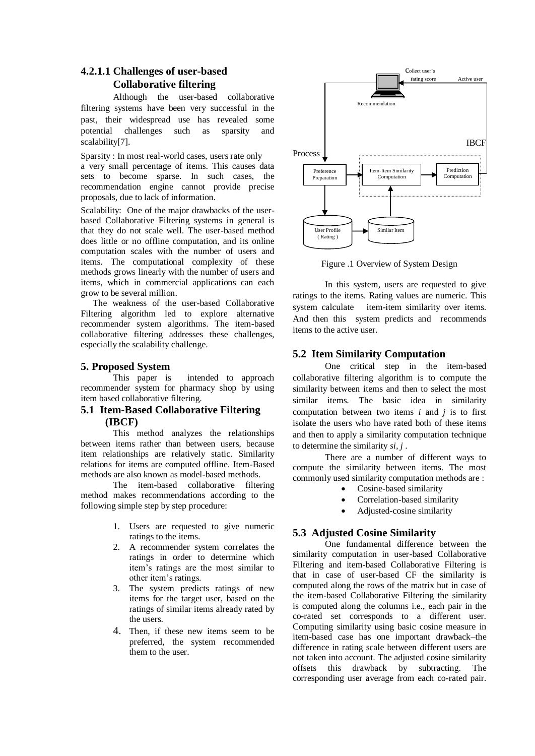### 4.2.1.1 Challenges of user-based Collaborative filtering

Although the user-based collaborative filtering systems have been very successful in the past, their widespread use has revealed some potential challenges such as sparsity and scalability[7].

Sparsity : In most real-world cases, users rate only a very small percentage of items. This causes data sets to become sparse. In such cases, the recommendation engine cannot provide precise proposals, due to lack of information.

Scalability: One of the major drawbacks of the user-based Collaborative Filtering systems in general is that they do not scale well. The user-based method does little or no offline computation, and its online computation scales with the number of users and items. The computational complexity of these methods grows linearly with the number of users and items, which in commercial applications can each grow to be several million.

The weakness of the user-based Collaborative Filtering algorithm led to explore alternative recommender system algorithms. The item-based collaborative filtering addresses these challenges, especially the scalability challenge.

## 5. Proposed System

This paper is intended to approach recommender system for pharmacy shop by using item based collaborative filtering.

### 5.1 Item-Based Collaborative Filtering (IBCF)

This method analyzes the relationships between items rather than between users, because item relationships are relatively static. Similarity relations for items are computed offline. Item-Based methods are also known as model-based methods.

The item-based collaborative filtering method makes recommendations according to the following simple step by step procedure:

1. Users are requested to give numeric ratings to the items.
2. A recommender system correlates the ratings in order to determine which item's ratings are the most similar to other item's ratings.
3. The system predicts ratings of new items for the target user, based on the ratings of similar items already rated by the users.
4. Then, if these new items seem to be preferred, the system recommended them to the user.

Collect user's rating score | Active user | Recommendation | IBCF | Process | Preference Preparation | Item-Item Similarity Computation | Prediction Computation | User Profile ( Rating ) | Similar Item

Figure .1 Overview of System Design

In this system, users are requested to give ratings to the items. Rating values are numeric. This system calculate item-item similarity over items. And then this system predicts and recommends items to the active user.

### 5.2 Item Similarity Computation

One critical step in the item-based collaborative filtering algorithm is to compute the similarity between items and then to select the most similar items. The basic idea in similarity computation between two items $i$ and $j$ is to first isolate the users who have rated both of these items and then to apply a similarity computation technique to determine the similarity $s_{i,j}$ .

There are a number of different ways to compute the similarity between items. The most commonly used similarity computation methods are :

- Cosine-based similarity
- Correlation-based similarity
- Adjusted-cosine similarity

### 5.3 Adjusted Cosine Similarity

One fundamental difference between the similarity computation in user-based Collaborative Filtering and item-based Collaborative Filtering is that in case of user-based CF the similarity is computed along the rows of the matrix but in case of the item-based Collaborative Filtering the similarity is computed along the columns i.e., each pair in the co-rated set corresponds to a different user. Computing similarity using basic cosine measure in item-based case has one important drawback–the difference in rating scale between different users are not taken into account. The adjusted cosine similarity offsets this drawback by subtracting. The corresponding user average from each co-rated pair.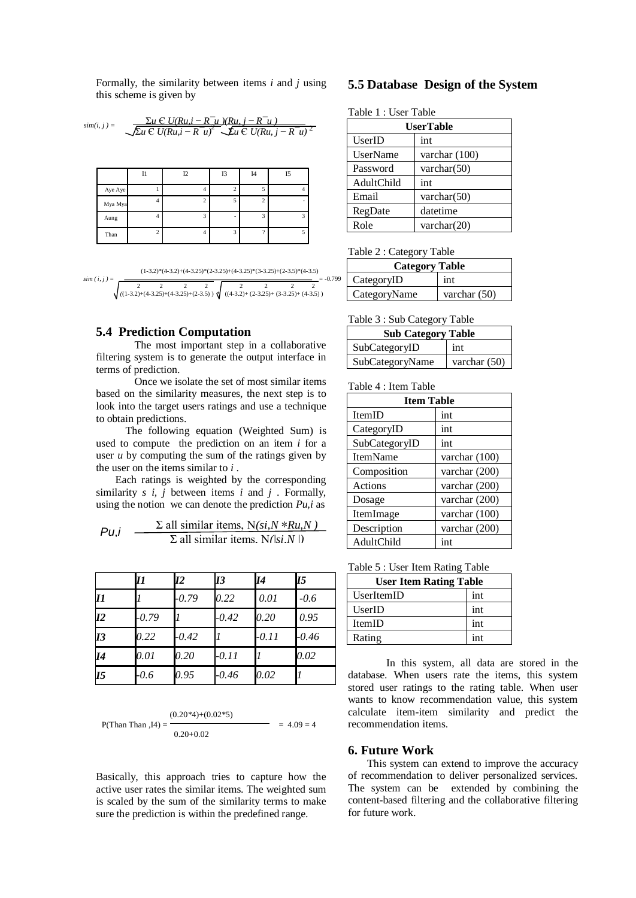Formally, the similarity between items $i$ and $j$ using this scheme is given by

$$sim(i, j) = \frac{\sum_{u \in U}(R_{u,i} - \bar{R}_u)(R_{u,j} - \bar{R}_u)}{\sqrt{\sum_{u \in U}(R_{u,i} - \bar{R}_u)^2}\sqrt{\sum_{u \in U}(R_{u,j} - \bar{R}_u)^2}}$$

| | I1 | I2 | I3 | I4 | I5 |
|---|---|---|---|---|---|
| Aye Aye | 1 | 4 | 2 | 5 | 4 |
| Mya Mya | 4 | 2 | 5 | 2 | - |
| Aung | 4 | 3 | - | 3 | 3 |
| Than | 2 | 4 | 3 | ? | 5 |

$$sim(i, j) = \frac{(1-3.2)*(4-3.2)+(4-3.25)*(2-3.25)+(4-3.25)*(3-3.25)+(2-3.5)*(4-3.5)}{\sqrt{((1-3.2)^2+(4-3.25)^2+(4-3.25)^2+(2-3.5)^2)}\sqrt{((4-3.2)^2+(2-3.25)^2+(3-3.25)^2+(4-3.5)^2)}} = -0.799$$

## 5.4 Prediction Computation

The most important step in a collaborative filtering system is to generate the output interface in terms of prediction.

Once we isolate the set of most similar items based on the similarity measures, the next step is to look into the target users ratings and use a technique to obtain predictions.

The following equation (Weighted Sum) is used to compute the prediction on an item $i$ for a user $u$ by computing the sum of the ratings given by the user on the items similar to $i$.

Each ratings is weighted by the corresponding similarity $s\ i, j$ between items $i$ and $j$. Formally, using the notion we can denote the prediction $P_{u,i}$ as

$$P_{u,i} = \frac{\sum_{\text{all similar items, N}}(s_{i,N} * R_{u,N})}{\sum_{\text{all similar items, N}}(|s_{i,N}|)}$$

| | *I1* | *I2* | *I3* | *I4* | *I5* |
|---|---|---|---|---|---|
| ***I1*** | *1* | *-0.79* | *0.22* | *0.01* | *-0.6* |
| ***I2*** | *-0.79* | *1* | *-0.42* | *0.20* | *0.95* |
| ***I3*** | *0.22* | *-0.42* | *1* | *-0.11* | *-0.46* |
| ***I4*** | *0.01* | *0.20* | *-0.11* | *1* | *0.02* |
| ***I5*** | *-0.6* | *0.95* | *-0.46* | *0.02* | *1* |

$$P(\text{Than Than}, I4) = \frac{(0.20*4)+(0.02*5)}{0.20+0.02} = 4.09 = 4$$

Basically, this approach tries to capture how the active user rates the similar items. The weighted sum is scaled by the sum of the similarity terms to make sure the prediction is within the predefined range.

## 5.5 Database Design of the System

Table 1 : User Table

| UserTable | |
|---|---|
| UserID | int |
| UserName | varchar (100) |
| Password | varchar(50) |
| AdultChild | int |
| Email | varchar(50) |
| RegDate | datetime |
| Role | varchar(20) |

Table 2 : Category Table

| Category Table | |
|---|---|
| CategoryID | int |
| CategoryName | varchar (50) |

Table 3 : Sub Category Table

| Sub Category Table | |
|---|---|
| SubCategoryID | int |
| SubCategoryName | varchar (50) |

Table 4 : Item Table

| Item Table | |
|---|---|
| ItemID | int |
| CategoryID | int |
| SubCategoryID | int |
| ItemName | varchar (100) |
| Composition | varchar (200) |
| Actions | varchar (200) |
| Dosage | varchar (200) |
| ItemImage | varchar (100) |
| Description | varchar (200) |
| AdultChild | int |

Table 5 : User Item Rating Table

| User Item Rating Table | |
|---|---|
| UserItemID | int |
| UserID | int |
| ItemID | int |
| Rating | int |

In this system, all data are stored in the database. When users rate the items, this system stored user ratings to the rating table. When user wants to know recommendation value, this system calculate item-item similarity and predict the recommendation items.

## 6. Future Work

This system can extend to improve the accuracy of recommendation to deliver personalized services. The system can be extended by combining the content-based filtering and the collaborative filtering for future work.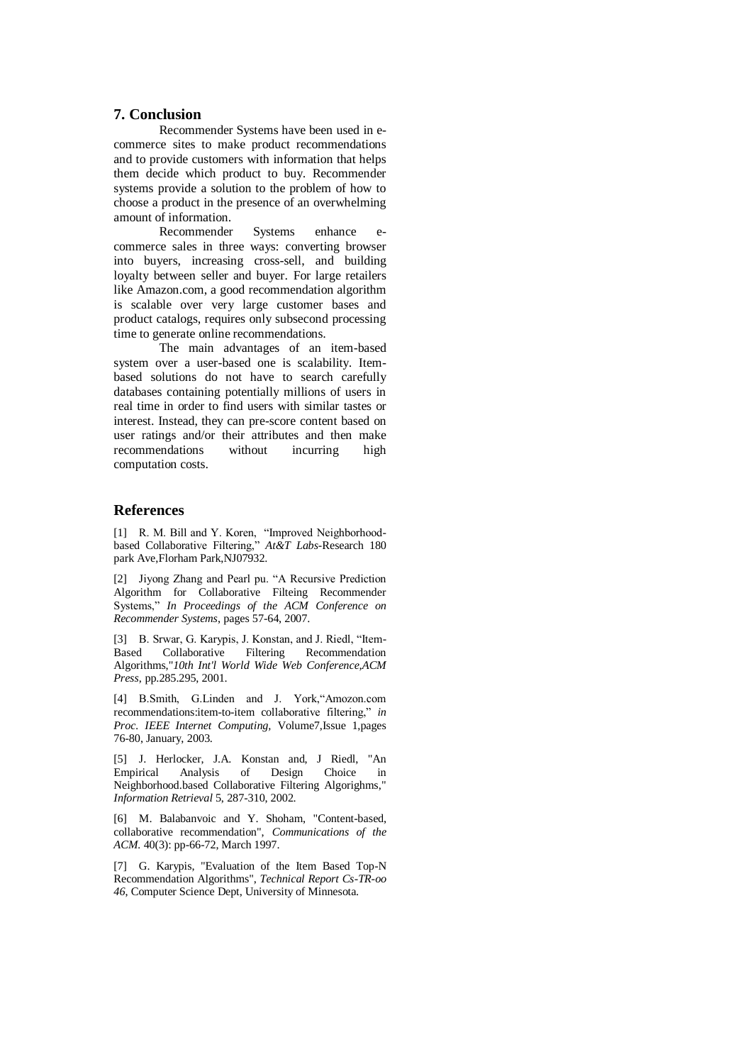## 7. Conclusion

Recommender Systems have been used in e-commerce sites to make product recommendations and to provide customers with information that helps them decide which product to buy. Recommender systems provide a solution to the problem of how to choose a product in the presence of an overwhelming amount of information.

Recommender Systems enhance e-commerce sales in three ways: converting browser into buyers, increasing cross-sell, and building loyalty between seller and buyer. For large retailers like Amazon.com, a good recommendation algorithm is scalable over very large customer bases and product catalogs, requires only subsecond processing time to generate online recommendations.

The main advantages of an item-based system over a user-based one is scalability. Item-based solutions do not have to search carefully databases containing potentially millions of users in real time in order to find users with similar tastes or interest. Instead, they can pre-score content based on user ratings and/or their attributes and then make recommendations without incurring high computation costs.

## References

[1] R. M. Bill and Y. Koren, "Improved Neighborhood-based Collaborative Filtering," *At&T Labs*-Research 180 park Ave,Florham Park,NJ07932.

[2] Jiyong Zhang and Pearl pu. "A Recursive Prediction Algorithm for Collaborative Filteing Recommender Systems," *In Proceedings of the ACM Conference on Recommender Systems*, pages 57-64, 2007.

[3] B. Srwar, G. Karypis, J. Konstan, and J. Riedl, "Item-Based Collaborative Filtering Recommendation Algorithms,"*10th Int'l World Wide Web Conference,ACM Press,* pp.285.295, 2001.

[4] B.Smith, G.Linden and J. York,"Amozon.com recommendations:item-to-item collaborative filtering," *in Proc. IEEE Internet Computing,* Volume7,Issue 1,pages 76-80, January, 2003.

[5] J. Herlocker, J.A. Konstan and, J Riedl, "An Empirical Analysis of Design Choice in Neighborhood.based Collaborative Filtering Algorighms," *Information Retrieval* 5, 287-310, 2002.

[6] M. Balabanvoic and Y. Shoham, "Content-based, collaborative recommendation", *Communications of the ACM.* 40(3): pp-66-72, March 1997.

[7] G. Karypis, "Evaluation of the Item Based Top-N Recommendation Algorithms", *Technical Report Cs-TR-oo 46,* Computer Science Dept, University of Minnesota.